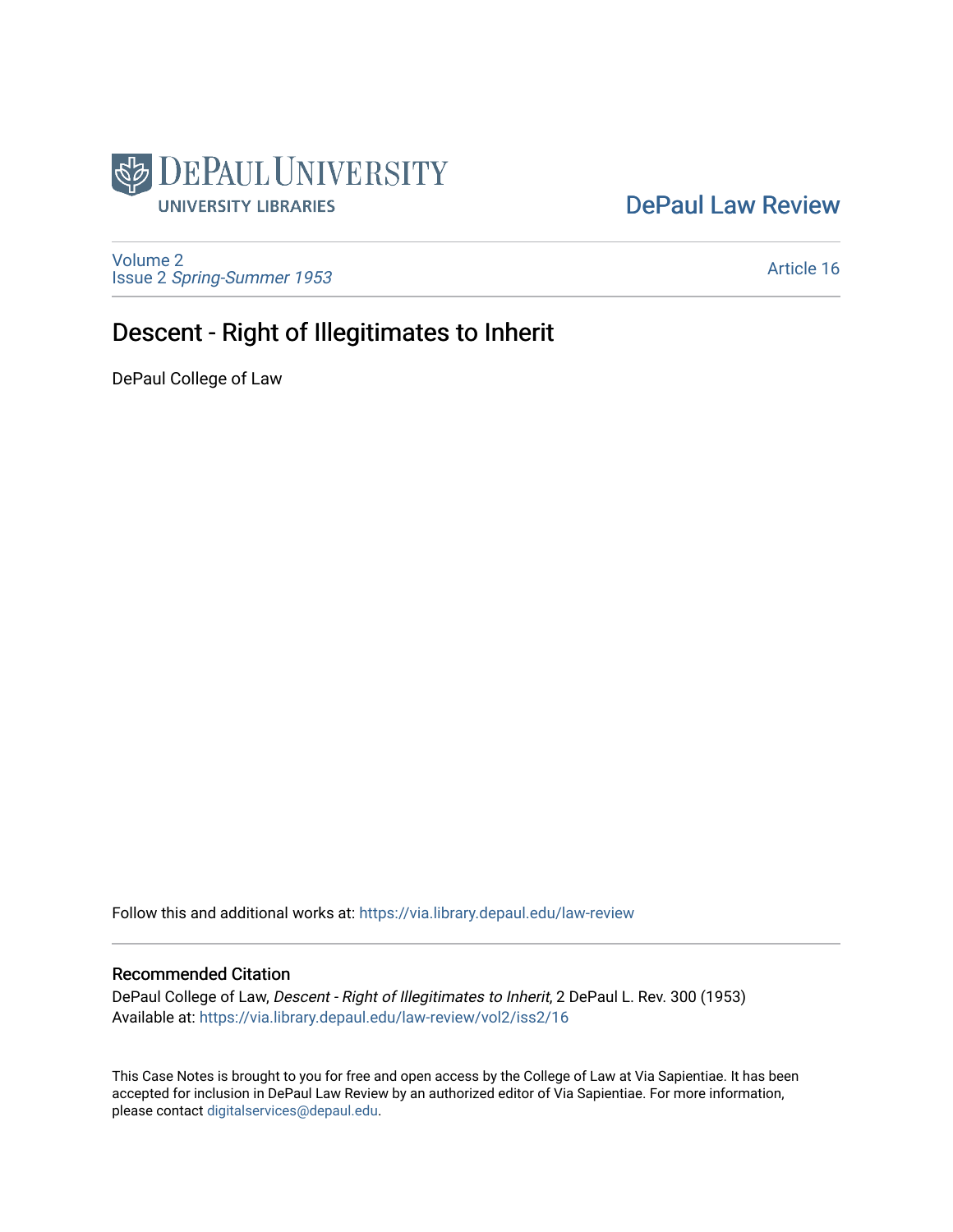DePaul Law Review

Volume 2
Issue 2 *Spring-Summer 1953*

Article 16

# Descent - Right of Illegitimates to Inherit

DePaul College of Law

Follow this and additional works at: https://via.library.depaul.edu/law-review

## Recommended Citation

DePaul College of Law, *Descent - Right of Illegitimates to Inherit*, 2 DePaul L. Rev. 300 (1953)
Available at: https://via.library.depaul.edu/law-review/vol2/iss2/16

This Case Notes is brought to you for free and open access by the College of Law at Via Sapientiae. It has been accepted for inclusion in DePaul Law Review by an authorized editor of Via Sapientiae. For more information, please contact digitalservices@depaul.edu.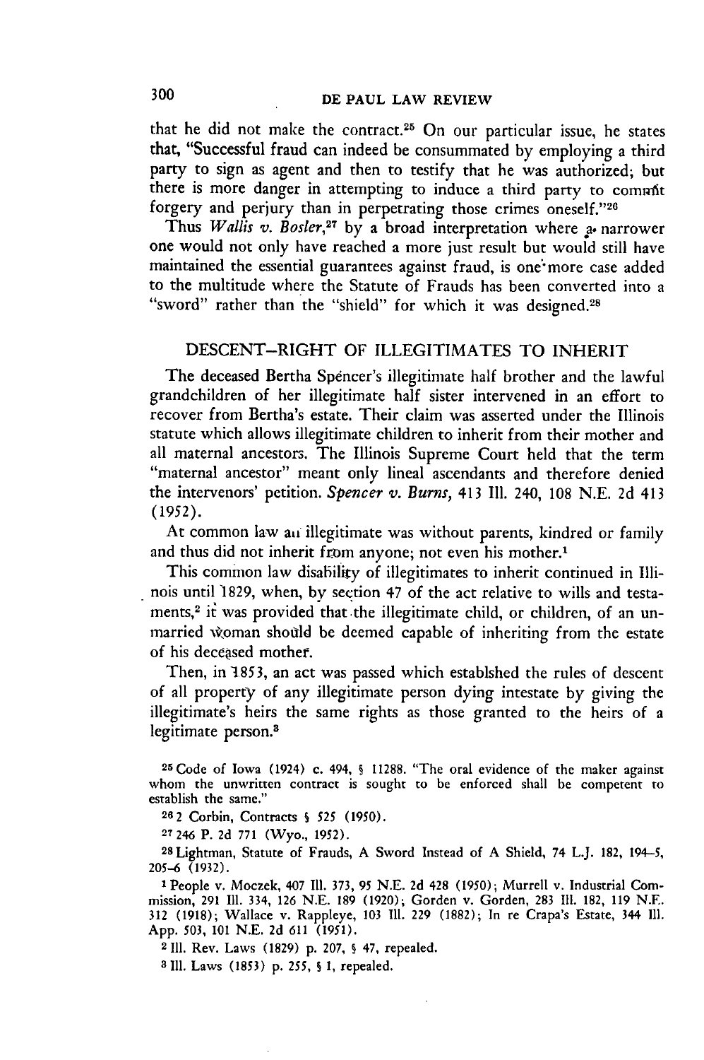that he did not make the contract.[25] On our particular issue, he states that, "Successful fraud can indeed be consummated by employing a third party to sign as agent and then to testify that he was authorized; but there is more danger in attempting to induce a third party to commit forgery and perjury than in perpetrating those crimes oneself."[26]

Thus *Wallis v. Bosler*,[27] by a broad interpretation where a narrower one would not only have reached a more just result but would still have maintained the essential guarantees against fraud, is one more case added to the multitude where the Statute of Frauds has been converted into a "sword" rather than the "shield" for which it was designed.[28]

## DESCENT—RIGHT OF ILLEGITIMATES TO INHERIT

The deceased Bertha Spencer's illegitimate half brother and the lawful grandchildren of her illegitimate half sister intervened in an effort to recover from Bertha's estate. Their claim was asserted under the Illinois statute which allows illegitimate children to inherit from their mother and all maternal ancestors. The Illinois Supreme Court held that the term "maternal ancestor" meant only lineal ascendants and therefore denied the intervenors' petition. *Spencer v. Burns*, 413 Ill. 240, 108 N.E. 2d 413 (1952).

At common law an illegitimate was without parents, kindred or family and thus did not inherit from anyone; not even his mother.[1]

This common law disability of illegitimates to inherit continued in Illinois until 1829, when, by section 47 of the act relative to wills and testaments,[2] it was provided that the illegitimate child, or children, of an unmarried woman should be deemed capable of inheriting from the estate of his deceased mother.

Then, in 1853, an act was passed which establshed the rules of descent of all property of any illegitimate person dying intestate by giving the illegitimate's heirs the same rights as those granted to the heirs of a legitimate person.[3]

---

[25] Code of Iowa (1924) c. 494, § 11288. "The oral evidence of the maker against whom the unwritten contract is sought to be enforced shall be competent to establish the same."

[26] 2 Corbin, Contracts § 525 (1950).

[27] 246 P. 2d 771 (Wyo., 1952).

[28] Lightman, Statute of Frauds, A Sword Instead of A Shield, 74 L.J. 182, 194–5, 205–6 (1932).

[1] People v. Moczek, 407 Ill. 373, 95 N.E. 2d 428 (1950); Murrell v. Industrial Commission, 291 Ill. 334, 126 N.E. 189 (1920); Gorden v. Gorden, 283 Ill. 182, 119 N.E. 312 (1918); Wallace v. Rappleye, 103 Ill. 229 (1882); In re Crapa's Estate, 344 Ill. App. 503, 101 N.E. 2d 611 (1951).

[2] Ill. Rev. Laws (1829) p. 207, § 47, repealed.

[3] Ill. Laws (1853) p. 255, § 1, repealed.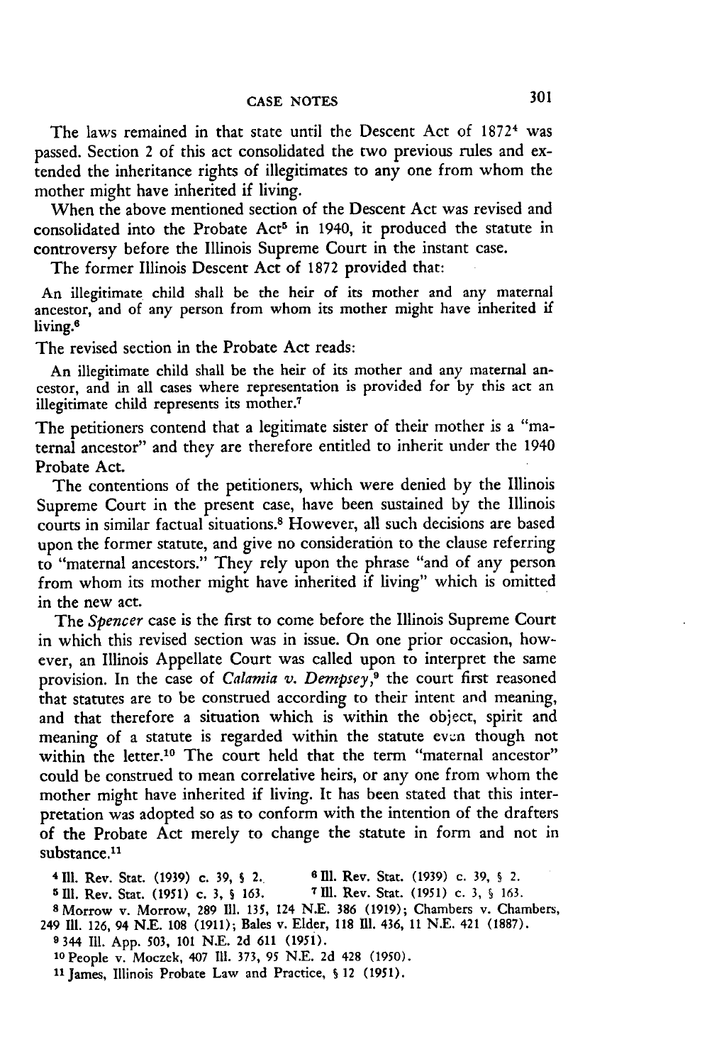The laws remained in that state until the Descent Act of 1872[4] was passed. Section 2 of this act consolidated the two previous rules and extended the inheritance rights of illegitimates to any one from whom the mother might have inherited if living.

When the above mentioned section of the Descent Act was revised and consolidated into the Probate Act[5] in 1940, it produced the statute in controversy before the Illinois Supreme Court in the instant case.

The former Illinois Descent Act of 1872 provided that:

> An illegitimate child shall be the heir of its mother and any maternal ancestor, and of any person from whom its mother might have inherited if living.[6]

The revised section in the Probate Act reads:

> An illegitimate child shall be the heir of its mother and any maternal ancestor, and in all cases where representation is provided for by this act an illegitimate child represents its mother.[7]

The petitioners contend that a legitimate sister of their mother is a "maternal ancestor" and they are therefore entitled to inherit under the 1940 Probate Act.

The contentions of the petitioners, which were denied by the Illinois Supreme Court in the present case, have been sustained by the Illinois courts in similar factual situations.[8] However, all such decisions are based upon the former statute, and give no consideration to the clause referring to "maternal ancestors." They rely upon the phrase "and of any person from whom its mother might have inherited if living" which is omitted in the new act.

The *Spencer* case is the first to come before the Illinois Supreme Court in which this revised section was in issue. On one prior occasion, however, an Illinois Appellate Court was called upon to interpret the same provision. In the case of *Calamia v. Dempsey*,[9] the court first reasoned that statutes are to be construed according to their intent and meaning, and that therefore a situation which is within the object, spirit and meaning of a statute is regarded within the statute even though not within the letter.[10] The court held that the term "maternal ancestor" could be construed to mean correlative heirs, or any one from whom the mother might have inherited if living. It has been stated that this interpretation was adopted so as to conform with the intention of the drafters of the Probate Act merely to change the statute in form and not in substance.[11]

[4] Ill. Rev. Stat. (1939) c. 39, § 2.

[5] Ill. Rev. Stat. (1951) c. 3, § 163.

[6] Ill. Rev. Stat. (1939) c. 39, § 2.

[7] Ill. Rev. Stat. (1951) c. 3, § 163.

[8] Morrow v. Morrow, 289 Ill. 135, 124 N.E. 386 (1919); Chambers v. Chambers, 249 Ill. 126, 94 N.E. 108 (1911); Bales v. Elder, 118 Ill. 436, 11 N.E. 421 (1887).

[9] 344 Ill. App. 503, 101 N.E. 2d 611 (1951).

[10] People v. Moczek, 407 Ill. 373, 95 N.E. 2d 428 (1950).

[11] James, Illinois Probate Law and Practice, § 12 (1951).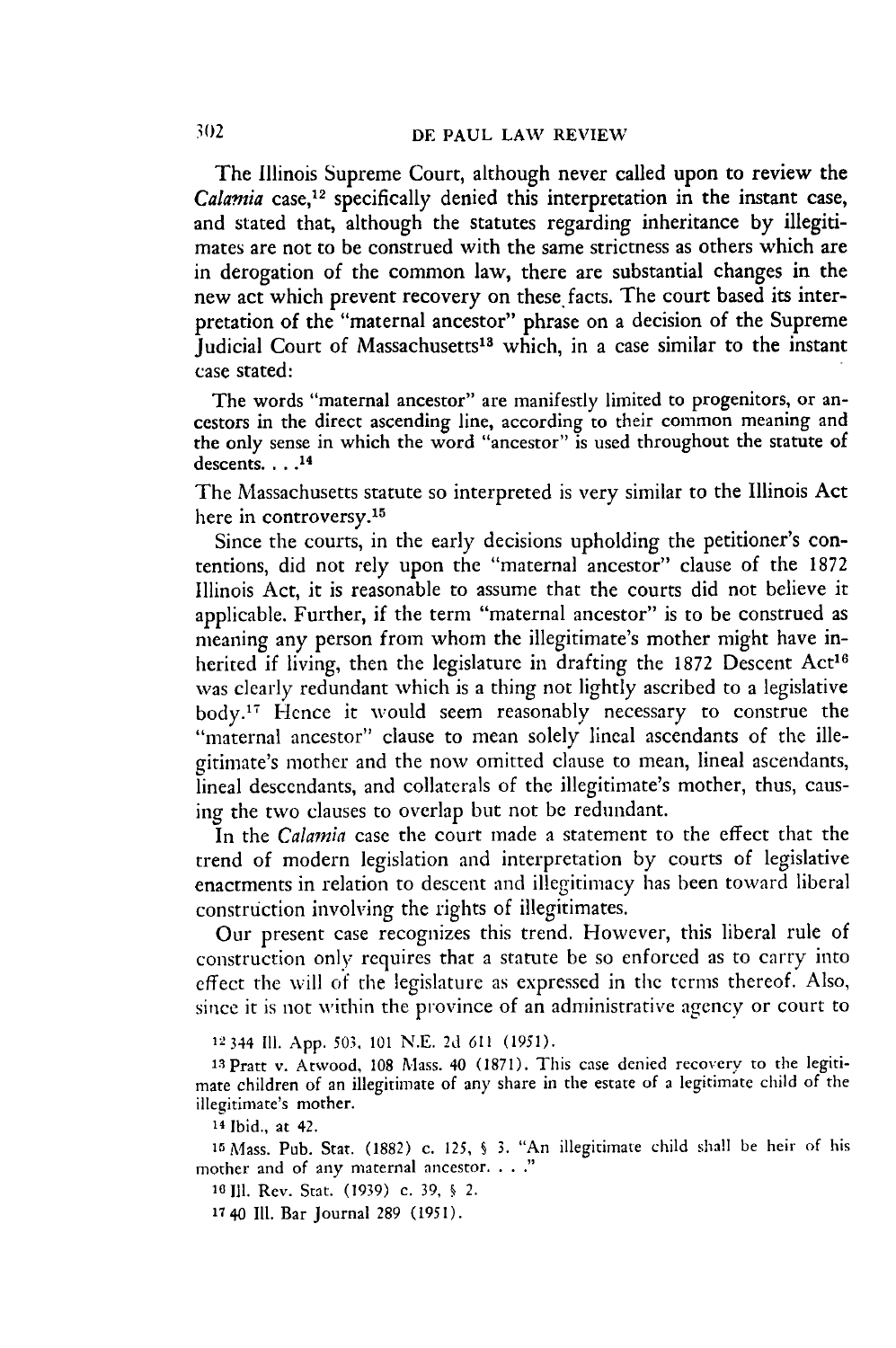The Illinois Supreme Court, although never called upon to review the *Calamia* case,[12] specifically denied this interpretation in the instant case, and stated that, although the statutes regarding inheritance by illegitimates are not to be construed with the same strictness as others which are in derogation of the common law, there are substantial changes in the new act which prevent recovery on these facts. The court based its interpretation of the "maternal ancestor" phrase on a decision of the Supreme Judicial Court of Massachusetts[13] which, in a case similar to the instant case stated:

> The words "maternal ancestor" are manifestly limited to progenitors, or ancestors in the direct ascending line, according to their common meaning and the only sense in which the word "ancestor" is used throughout the statute of descents. . . .[14]

The Massachusetts statute so interpreted is very similar to the Illinois Act here in controversy.[15]

Since the courts, in the early decisions upholding the petitioner's contentions, did not rely upon the "maternal ancestor" clause of the 1872 Illinois Act, it is reasonable to assume that the courts did not believe it applicable. Further, if the term "maternal ancestor" is to be construed as meaning any person from whom the illegitimate's mother might have inherited if living, then the legislature in drafting the 1872 Descent Act[16] was clearly redundant which is a thing not lightly ascribed to a legislative body.[17] Hence it would seem reasonably necessary to construe the "maternal ancestor" clause to mean solely lineal ascendants of the illegitimate's mother and the now omitted clause to mean, lineal ascendants, lineal descendants, and collaterals of the illegitimate's mother, thus, causing the two clauses to overlap but not be redundant.

In the *Calamia* case the court made a statement to the effect that the trend of modern legislation and interpretation by courts of legislative enactments in relation to descent and illegitimacy has been toward liberal construction involving the rights of illegitimates.

Our present case recognizes this trend. However, this liberal rule of construction only requires that a statute be so enforced as to carry into effect the will of the legislature as expressed in the terms thereof. Also, since it is not within the province of an administrative agency or court to

---

[12] 344 Ill. App. 503, 101 N.E. 2d 611 (1951).

[13] Pratt v. Atwood, 108 Mass. 40 (1871). This case denied recovery to the legitimate children of an illegitimate of any share in the estate of a legitimate child of the illegitimate's mother.

[14] Ibid., at 42.

[15] Mass. Pub. Stat. (1882) c. 125, § 3. "An illegitimate child shall be heir of his mother and of any maternal ancestor. . . ."

[16] Ill. Rev. Stat. (1939) c. 39, § 2.

[17] 40 Ill. Bar Journal 289 (1951).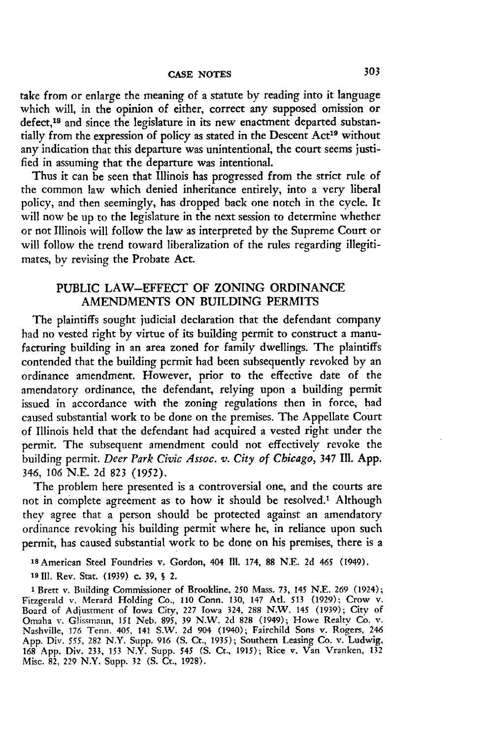take from or enlarge the meaning of a statute by reading into it language which will, in the opinion of either, correct any supposed omission or defect,[18] and since the legislature in its new enactment departed substantially from the expression of policy as stated in the Descent Act[19] without any indication that this departure was unintentional, the court seems justified in assuming that the departure was intentional.

Thus it can be seen that Illinois has progressed from the strict rule of the common law which denied inheritance entirely, into a very liberal policy, and then seemingly, has dropped back one notch in the cycle. It will now be up to the legislature in the next session to determine whether or not Illinois will follow the law as interpreted by the Supreme Court or will follow the trend toward liberalization of the rules regarding illegitimates, by revising the Probate Act.

## PUBLIC LAW—EFFECT OF ZONING ORDINANCE AMENDMENTS ON BUILDING PERMITS

The plaintiffs sought judicial declaration that the defendant company had no vested right by virtue of its building permit to construct a manufacturing building in an area zoned for family dwellings. The plaintiffs contended that the building permit had been subsequently revoked by an ordinance amendment. However, prior to the effective date of the amendatory ordinance, the defendant, relying upon a building permit issued in accordance with the zoning regulations then in force, had caused substantial work to be done on the premises. The Appellate Court of Illinois held that the defendant had acquired a vested right under the permit. The subsequent amendment could not effectively revoke the building permit. *Deer Park Civic Assoc. v. City of Chicago*, 347 Ill. App. 346, 106 N.E. 2d 823 (1952).

The problem here presented is a controversial one, and the courts are not in complete agreement as to how it should be resolved.[1] Although they agree that a person should be protected against an amendatory ordinance revoking his building permit where he, in reliance upon such permit, has caused substantial work to be done on his premises, there is a

[18] American Steel Foundries v. Gordon, 404 Ill. 174, 88 N.E. 2d 465 (1949).

[19] Ill. Rev. Stat. (1939) c. 39, § 2.

[1] Brett v. Building Commissioner of Brookline, 250 Mass. 73, 145 N.E. 269 (1924); Fitzgerald v. Merard Holding Co., 110 Conn. 130, 147 Atl. 513 (1929); Crow v. Board of Adjustment of Iowa City, 227 Iowa 324, 288 N.W. 145 (1939); City of Omaha v. Glissmann, 151 Neb. 895, 39 N.W. 2d 828 (1949); Howe Realty Co. v. Nashville, 176 Tenn. 405, 141 S.W. 2d 904 (1940); Fairchild Sons v. Rogers, 246 App. Div. 555, 282 N.Y. Supp. 916 (S. Ct., 1935); Southern Leasing Co. v. Ludwig, 168 App. Div. 233, 153 N.Y. Supp. 545 (S. Ct., 1915); Rice v. Van Vranken, 132 Misc. 82, 229 N.Y. Supp. 32 (S. Ct., 1928).